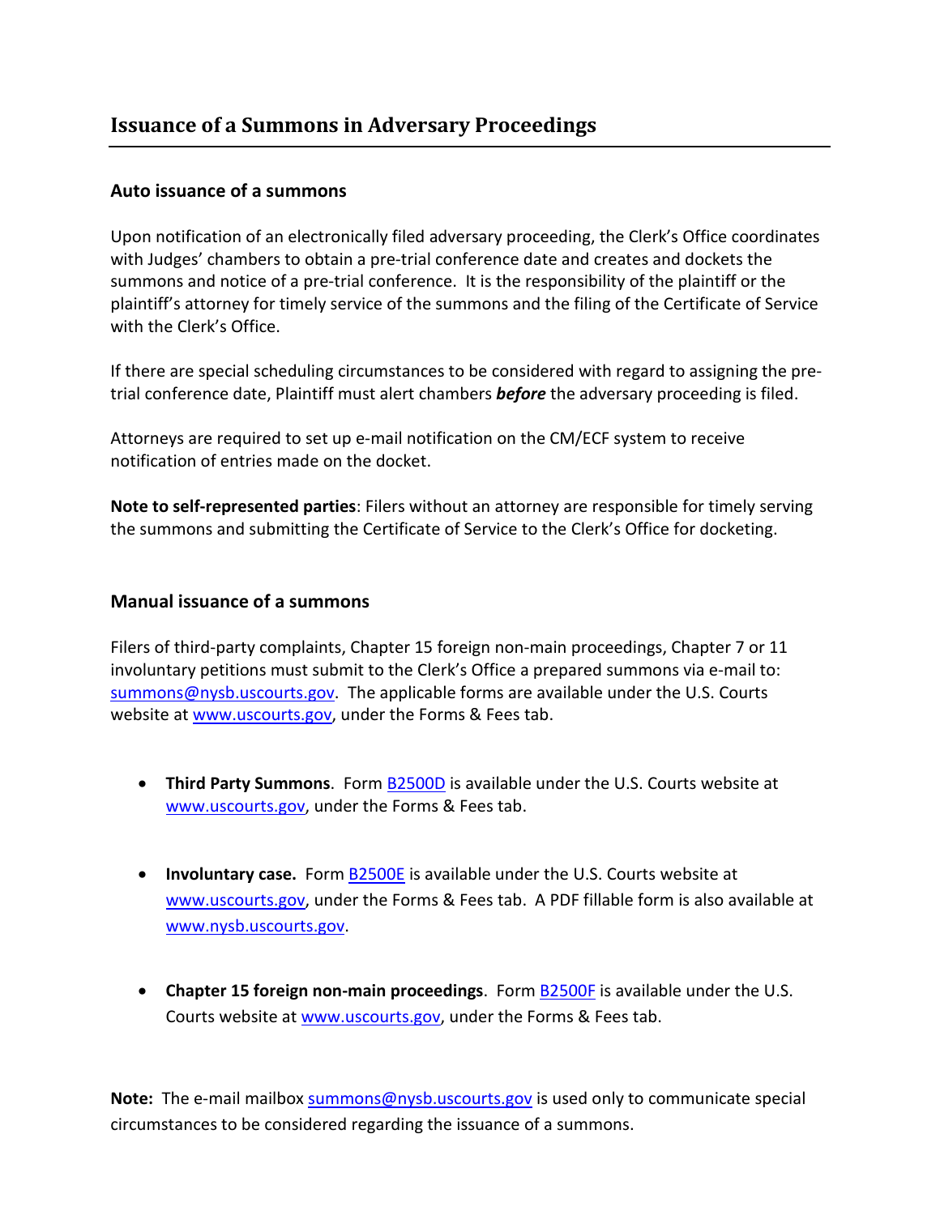# Issuance of a Summons in Adversary Proceedings

### Auto issuance of a summons

Upon notification of an electronically filed adversary proceeding, the Clerk's Office coordinates with Judges' chambers to obtain a pre-trial conference date and creates and dockets the summons and notice of a pre-trial conference. It is the responsibility of the plaintiff or the plaintiff's attorney for timely service of the summons and the filing of the Certificate of Service with the Clerk's Office.

If there are special scheduling circumstances to be considered with regard to assigning the pre-trial conference date, Plaintiff must alert chambers ***before*** the adversary proceeding is filed.

Attorneys are required to set up e-mail notification on the CM/ECF system to receive notification of entries made on the docket.

**Note to self-represented parties**: Filers without an attorney are responsible for timely serving the summons and submitting the Certificate of Service to the Clerk's Office for docketing.

### Manual issuance of a summons

Filers of third-party complaints, Chapter 15 foreign non-main proceedings, Chapter 7 or 11 involuntary petitions must submit to the Clerk's Office a prepared summons via e-mail to: summons@nysb.uscourts.gov. The applicable forms are available under the U.S. Courts website at www.uscourts.gov, under the Forms & Fees tab.

- **Third Party Summons**. Form B2500D is available under the U.S. Courts website at www.uscourts.gov, under the Forms & Fees tab.

- **Involuntary case.** Form B2500E is available under the U.S. Courts website at www.uscourts.gov, under the Forms & Fees tab. A PDF fillable form is also available at www.nysb.uscourts.gov.

- **Chapter 15 foreign non-main proceedings**. Form B2500F is available under the U.S. Courts website at www.uscourts.gov, under the Forms & Fees tab.

**Note:** The e-mail mailbox summons@nysb.uscourts.gov is used only to communicate special circumstances to be considered regarding the issuance of a summons.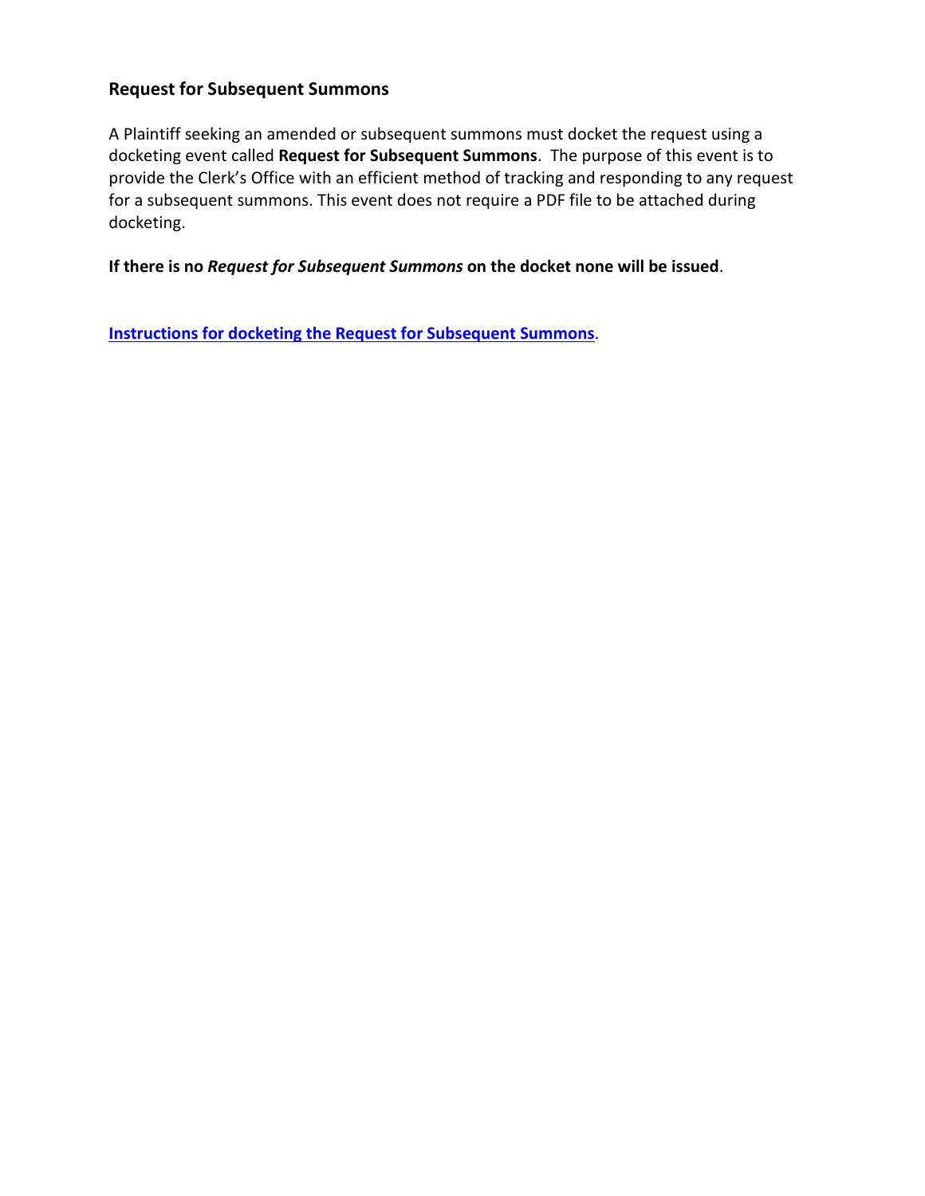## Request for Subsequent Summons

A Plaintiff seeking an amended or subsequent summons must docket the request using a docketing event called **Request for Subsequent Summons**. The purpose of this event is to provide the Clerk's Office with an efficient method of tracking and responding to any request for a subsequent summons. This event does not require a PDF file to be attached during docketing.

**If there is no *Request for Subsequent Summons* on the docket none will be issued**.

**Instructions for docketing the Request for Subsequent Summons**.